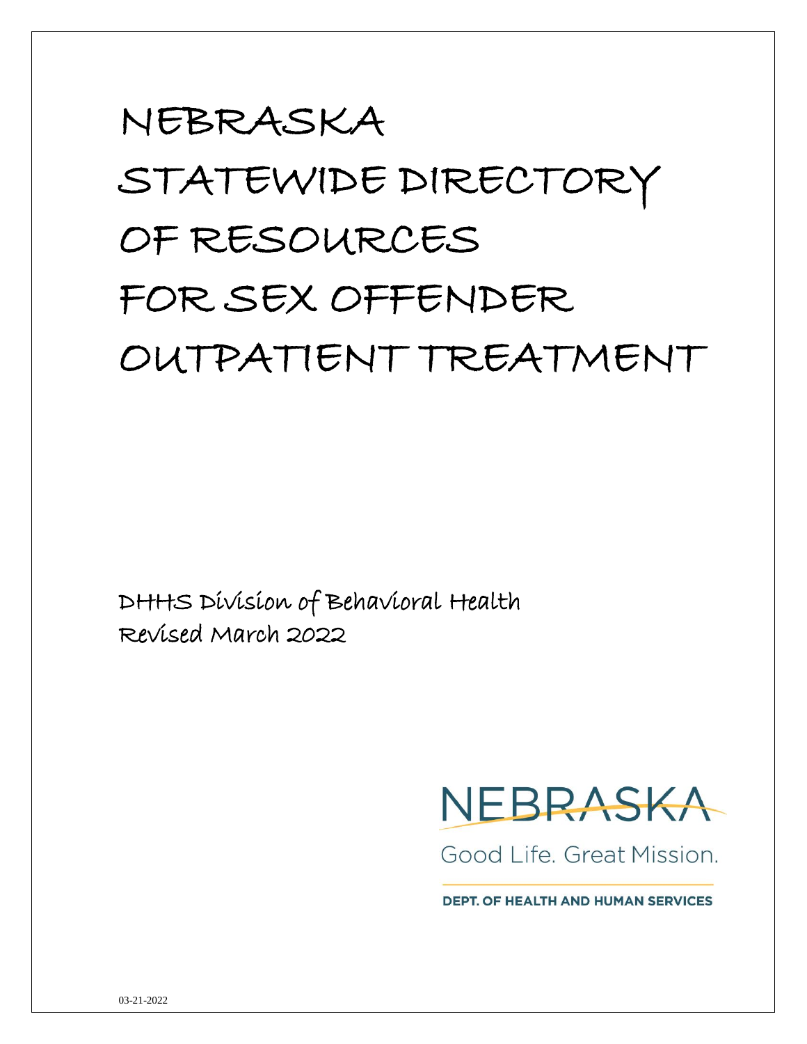# NEBRASKA STATEWIDE DIRECTORY OF RESOURCES FOR SEX OFFENDER OUTPATIENT TREATMENT

DHHS Division of Behavioral Health
Revised March 2022

NEBRASKA
Good Life. Great Mission.
DEPT. OF HEALTH AND HUMAN SERVICES

03-21-2022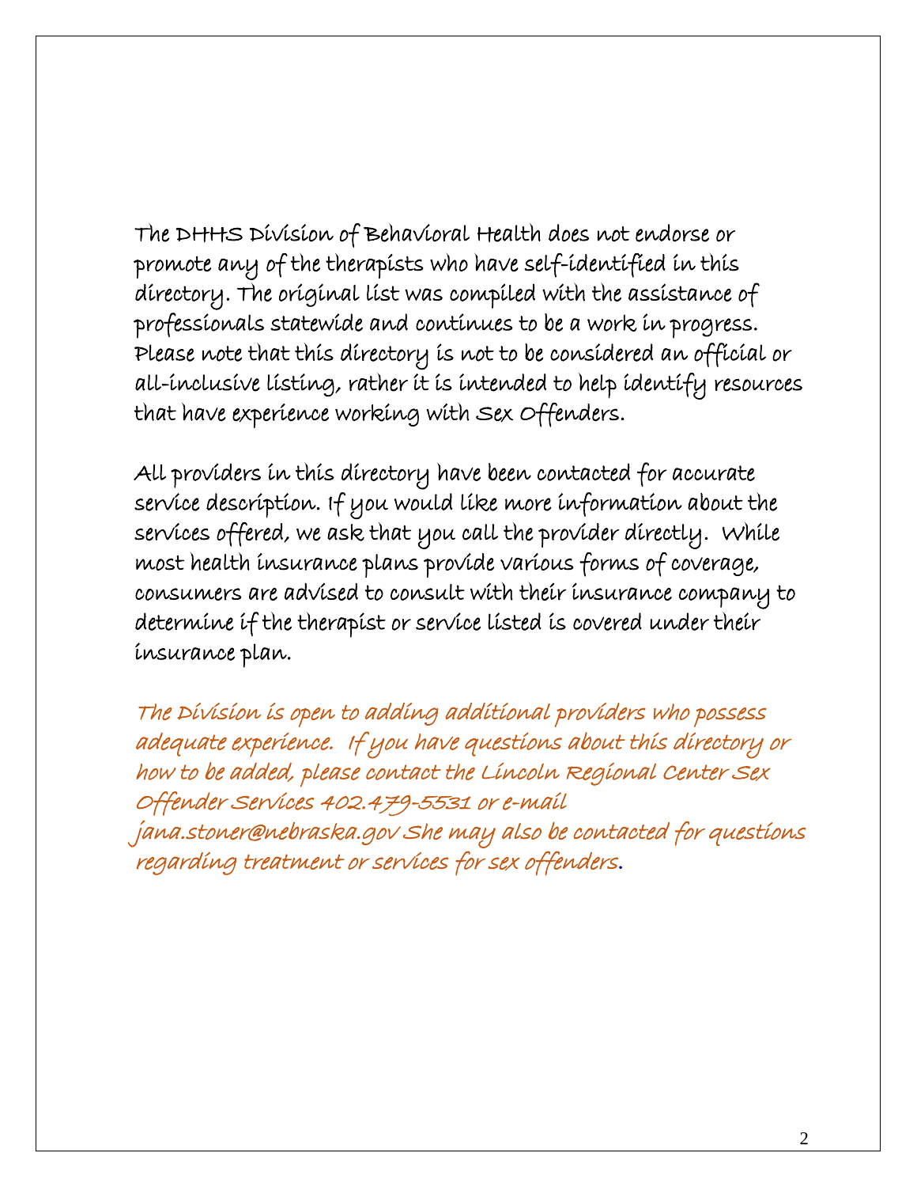The DHHS Division of Behavioral Health does not endorse or promote any of the therapists who have self-identified in this directory. The original list was compiled with the assistance of professionals statewide and continues to be a work in progress. Please note that this directory is not to be considered an official or all-inclusive listing, rather it is intended to help identify resources that have experience working with Sex Offenders.

All providers in this directory have been contacted for accurate service description. If you would like more information about the services offered, we ask that you call the provider directly. While most health insurance plans provide various forms of coverage, consumers are advised to consult with their insurance company to determine if the therapist or service listed is covered under their insurance plan.

*The Division is open to adding additional providers who possess adequate experience. If you have questions about this directory or how to be added, please contact the Lincoln Regional Center Sex Offender Services 402.479-5531 or e-mail jana.stoner@nebraska.gov She may also be contacted for questions regarding treatment or services for sex offenders.*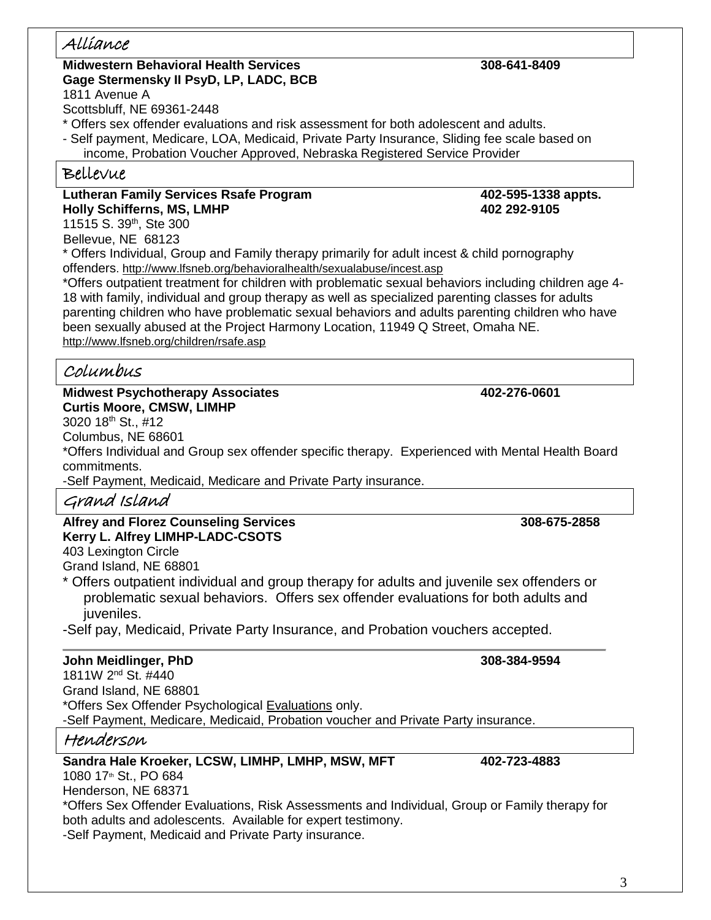## Alliance

**Midwestern Behavioral Health Services** **308-641-8409**
**Gage Stermensky II PsyD, LP, LADC, BCB**
1811 Avenue A
Scottsbluff, NE 69361-2448

* Offers sex offender evaluations and risk assessment for both adolescent and adults.
- Self payment, Medicare, LOA, Medicaid, Private Party Insurance, Sliding fee scale based on income, Probation Voucher Approved, Nebraska Registered Service Provider

## Bellevue

**Lutheran Family Services Rsafe Program** **402-595-1338 appts.**
**Holly Schifferns, MS, LMHP** **402 292-9105**
11515 S. 39th, Ste 300
Bellevue, NE 68123

* Offers Individual, Group and Family therapy primarily for adult incest & child pornography offenders. http://www.lfsneb.org/behavioralhealth/sexualabuse/incest.asp

*Offers outpatient treatment for children with problematic sexual behaviors including children age 4-18 with family, individual and group therapy as well as specialized parenting classes for adults parenting children who have problematic sexual behaviors and adults parenting children who have been sexually abused at the Project Harmony Location, 11949 Q Street, Omaha NE. http://www.lfsneb.org/children/rsafe.asp

## Columbus

**Midwest Psychotherapy Associates** **402-276-0601**
**Curtis Moore, CMSW, LIMHP**
3020 18th St., #12
Columbus, NE 68601

*Offers Individual and Group sex offender specific therapy. Experienced with Mental Health Board commitments.

-Self Payment, Medicaid, Medicare and Private Party insurance.

## Grand Island

**Alfrey and Florez Counseling Services** **308-675-2858**
**Kerry L. Alfrey LIMHP-LADC-CSOTS**
403 Lexington Circle
Grand Island, NE 68801

* Offers outpatient individual and group therapy for adults and juvenile sex offenders or problematic sexual behaviors. Offers sex offender evaluations for both adults and juveniles.

-Self pay, Medicaid, Private Party Insurance, and Probation vouchers accepted.

---

**John Meidlinger, PhD** **308-384-9594**
1811W 2nd St. #440
Grand Island, NE 68801

*Offers Sex Offender Psychological Evaluations only.

-Self Payment, Medicare, Medicaid, Probation voucher and Private Party insurance.

## Henderson

**Sandra Hale Kroeker, LCSW, LIMHP, LMHP, MSW, MFT** **402-723-4883**
1080 17th St., PO 684
Henderson, NE 68371

*Offers Sex Offender Evaluations, Risk Assessments and Individual, Group or Family therapy for both adults and adolescents. Available for expert testimony.

-Self Payment, Medicaid and Private Party insurance.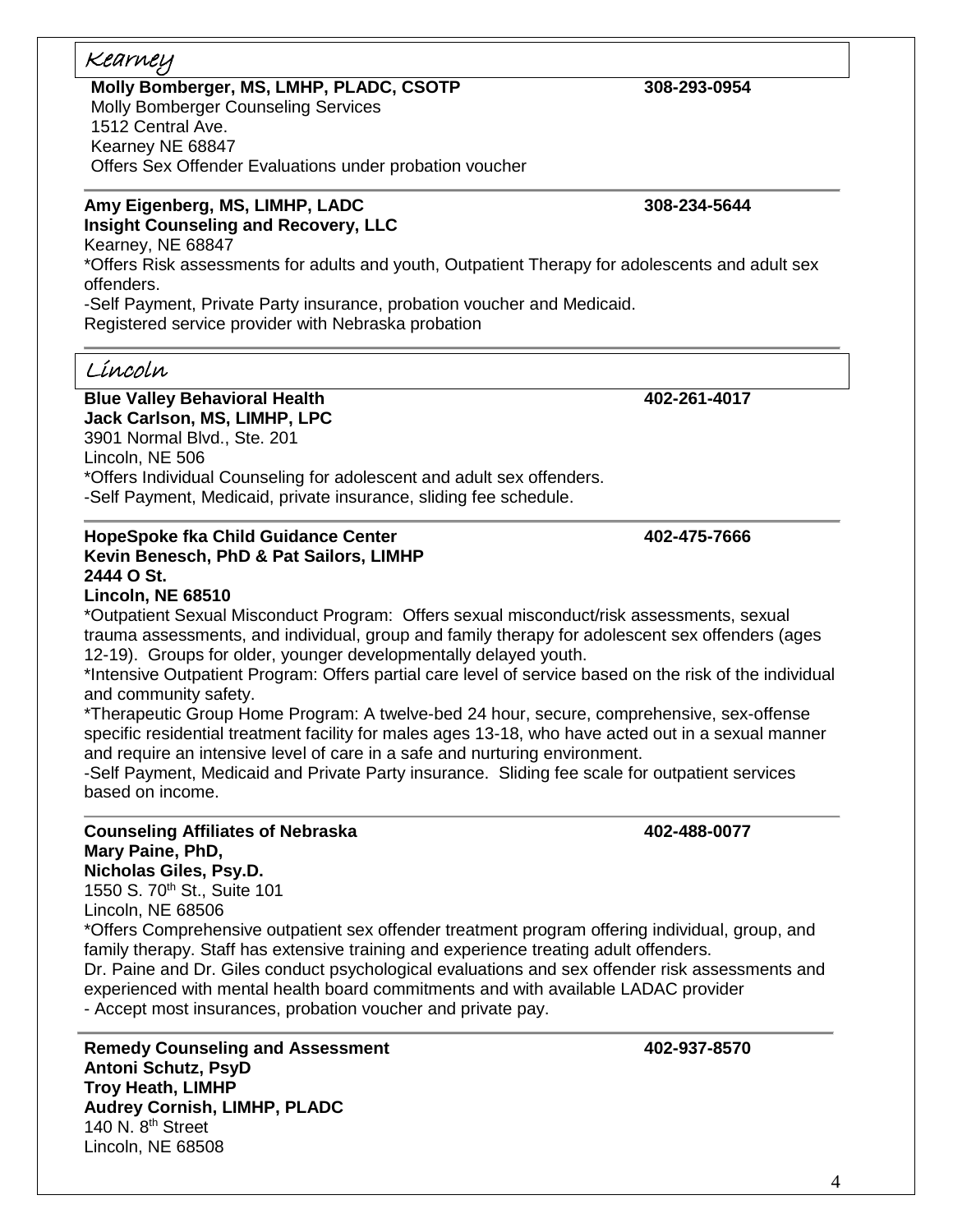## Kearney

**Molly Bomberger, MS, LMHP, PLADC, CSOTP** **308-293-0954**
Molly Bomberger Counseling Services
1512 Central Ave.
Kearney NE 68847
Offers Sex Offender Evaluations under probation voucher

---

**Amy Eigenberg, MS, LIMHP, LADC** **308-234-5644**
**Insight Counseling and Recovery, LLC**
Kearney, NE 68847
*Offers Risk assessments for adults and youth, Outpatient Therapy for adolescents and adult sex offenders.
-Self Payment, Private Party insurance, probation voucher and Medicaid.
Registered service provider with Nebraska probation

---

## Lincoln

**Blue Valley Behavioral Health** **402-261-4017**
**Jack Carlson, MS, LIMHP, LPC**
3901 Normal Blvd., Ste. 201
Lincoln, NE 506
*Offers Individual Counseling for adolescent and adult sex offenders.
-Self Payment, Medicaid, private insurance, sliding fee schedule.

---

**HopeSpoke fka Child Guidance Center** **402-475-7666**
**Kevin Benesch, PhD & Pat Sailors, LIMHP**
**2444 O St.**
**Lincoln, NE 68510**
*Outpatient Sexual Misconduct Program: Offers sexual misconduct/risk assessments, sexual trauma assessments, and individual, group and family therapy for adolescent sex offenders (ages 12-19). Groups for older, younger developmentally delayed youth.
*Intensive Outpatient Program: Offers partial care level of service based on the risk of the individual and community safety.
*Therapeutic Group Home Program: A twelve-bed 24 hour, secure, comprehensive, sex-offense specific residential treatment facility for males ages 13-18, who have acted out in a sexual manner and require an intensive level of care in a safe and nurturing environment.
-Self Payment, Medicaid and Private Party insurance. Sliding fee scale for outpatient services based on income.

---

**Counseling Affiliates of Nebraska** **402-488-0077**
**Mary Paine, PhD,**
**Nicholas Giles, Psy.D.**
1550 S. 70th St., Suite 101
Lincoln, NE 68506
*Offers Comprehensive outpatient sex offender treatment program offering individual, group, and family therapy. Staff has extensive training and experience treating adult offenders.
Dr. Paine and Dr. Giles conduct psychological evaluations and sex offender risk assessments and experienced with mental health board commitments and with available LADAC provider
- Accept most insurances, probation voucher and private pay.

---

**Remedy Counseling and Assessment** **402-937-8570**
**Antoni Schutz, PsyD**
**Troy Heath, LIMHP**
**Audrey Cornish, LIMHP, PLADC**
140 N. 8th Street
Lincoln, NE 68508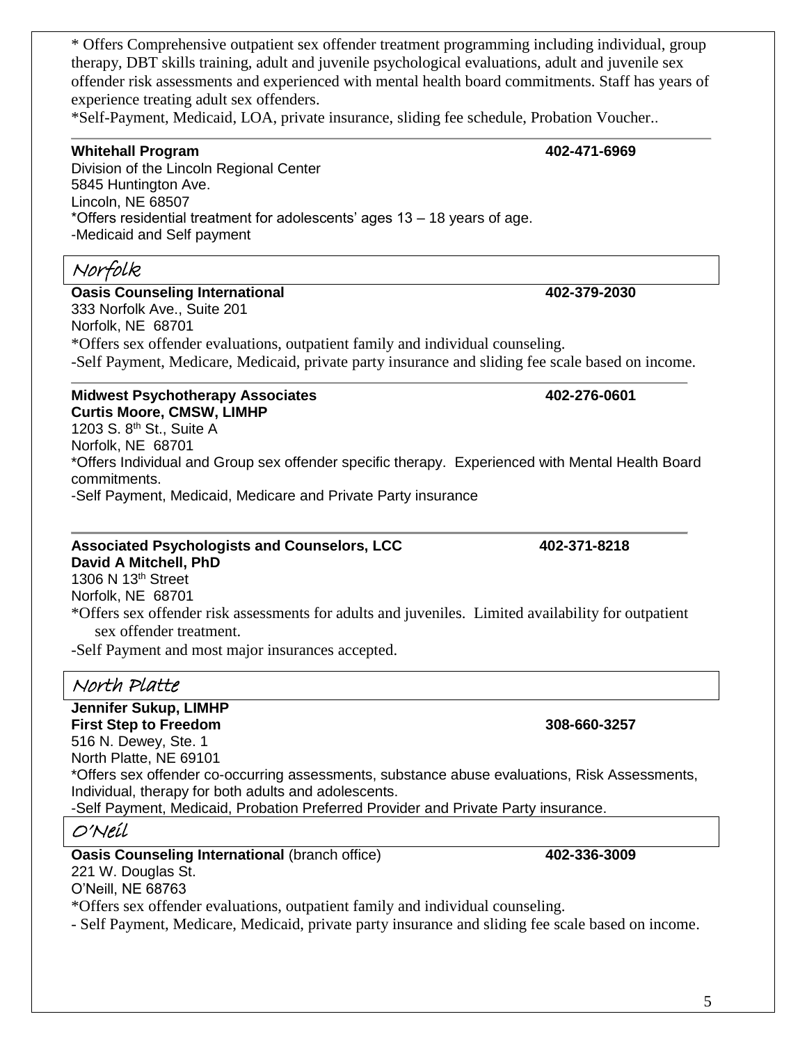* Offers Comprehensive outpatient sex offender treatment programming including individual, group therapy, DBT skills training, adult and juvenile psychological evaluations, adult and juvenile sex offender risk assessments and experienced with mental health board commitments. Staff has years of experience treating adult sex offenders.
*Self-Payment, Medicaid, LOA, private insurance, sliding fee schedule, Probation Voucher..

---

**Whitehall Program** **402-471-6969**
Division of the Lincoln Regional Center
5845 Huntington Ave.
Lincoln, NE 68507
*Offers residential treatment for adolescents' ages 13 – 18 years of age.
-Medicaid and Self payment

## Norfolk

**Oasis Counseling International** **402-379-2030**
333 Norfolk Ave., Suite 201
Norfolk, NE 68701
*Offers sex offender evaluations, outpatient family and individual counseling.
-Self Payment, Medicare, Medicaid, private party insurance and sliding fee scale based on income.

---

**Midwest Psychotherapy Associates** **402-276-0601**
**Curtis Moore, CMSW, LIMHP**
1203 S. 8th St., Suite A
Norfolk, NE 68701
*Offers Individual and Group sex offender specific therapy. Experienced with Mental Health Board commitments.
-Self Payment, Medicaid, Medicare and Private Party insurance

---

**Associated Psychologists and Counselors, LCC** **402-371-8218**
**David A Mitchell, PhD**
1306 N 13th Street
Norfolk, NE 68701
*Offers sex offender risk assessments for adults and juveniles. Limited availability for outpatient sex offender treatment.
-Self Payment and most major insurances accepted.

## North Platte

**Jennifer Sukup, LIMHP**
**First Step to Freedom** **308-660-3257**
516 N. Dewey, Ste. 1
North Platte, NE 69101
*Offers sex offender co-occurring assessments, substance abuse evaluations, Risk Assessments, Individual, therapy for both adults and adolescents.
-Self Payment, Medicaid, Probation Preferred Provider and Private Party insurance.

## O'Neil

**Oasis Counseling International** (branch office) **402-336-3009**
221 W. Douglas St.
O'Neill, NE 68763
*Offers sex offender evaluations, outpatient family and individual counseling.
- Self Payment, Medicare, Medicaid, private party insurance and sliding fee scale based on income.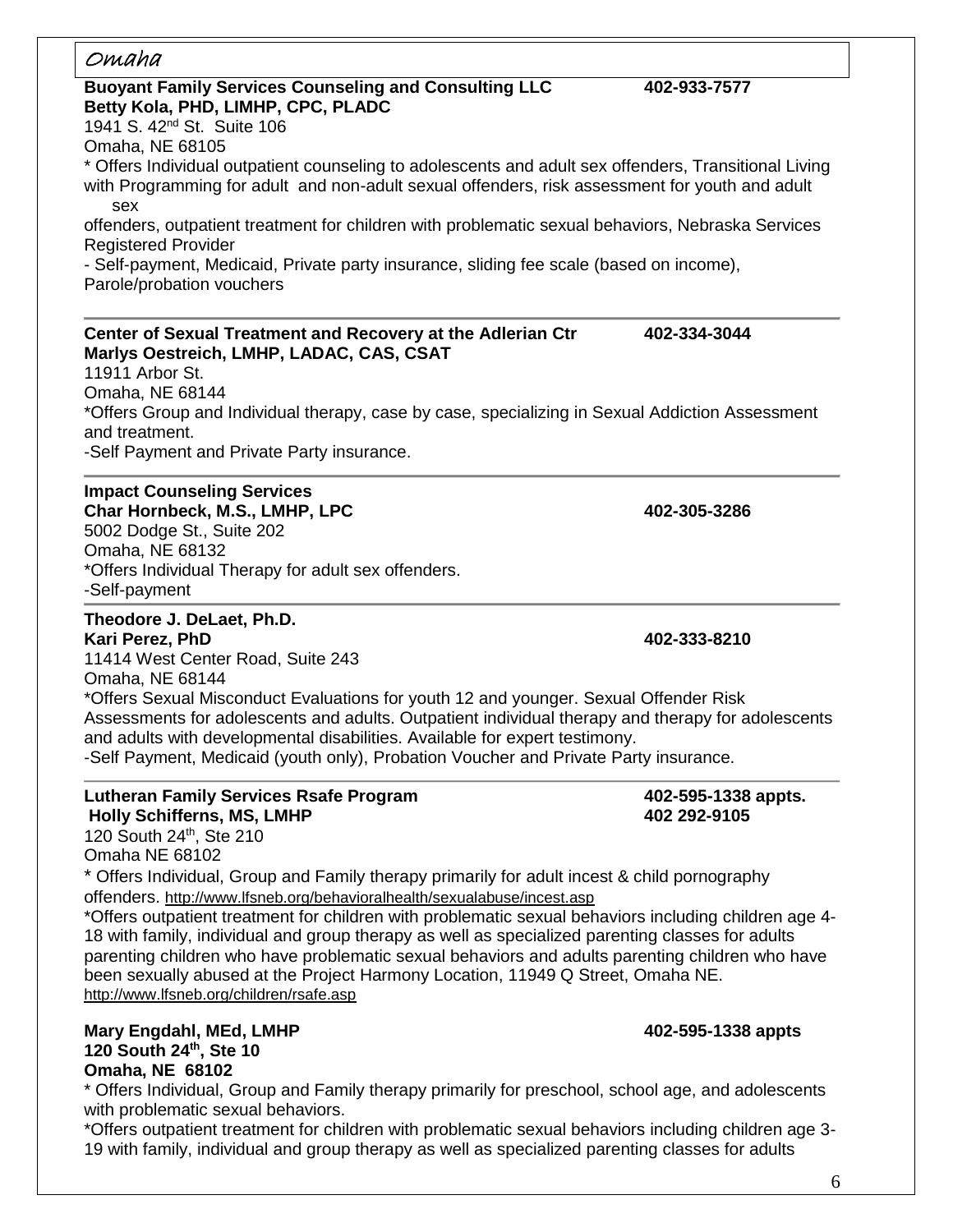## Omaha

**Buoyant Family Services Counseling and Consulting LLC** **402-933-7577**
**Betty Kola, PHD, LIMHP, CPC, PLADC**
1941 S. 42nd St. Suite 106
Omaha, NE 68105
* Offers Individual outpatient counseling to adolescents and adult sex offenders, Transitional Living with Programming for adult and non-adult sexual offenders, risk assessment for youth and adult sex offenders, outpatient treatment for children with problematic sexual behaviors, Nebraska Services Registered Provider
- Self-payment, Medicaid, Private party insurance, sliding fee scale (based on income), Parole/probation vouchers

---

**Center of Sexual Treatment and Recovery at the Adlerian Ctr** **402-334-3044**
**Marlys Oestreich, LMHP, LADAC, CAS, CSAT**
11911 Arbor St.
Omaha, NE 68144
*Offers Group and Individual therapy, case by case, specializing in Sexual Addiction Assessment and treatment.
-Self Payment and Private Party insurance.

---

**Impact Counseling Services**
**Char Hornbeck, M.S., LMHP, LPC** **402-305-3286**
5002 Dodge St., Suite 202
Omaha, NE 68132
*Offers Individual Therapy for adult sex offenders.
-Self-payment

---

**Theodore J. DeLaet, Ph.D.**
**Kari Perez, PhD** **402-333-8210**
11414 West Center Road, Suite 243
Omaha, NE 68144
*Offers Sexual Misconduct Evaluations for youth 12 and younger. Sexual Offender Risk Assessments for adolescents and adults. Outpatient individual therapy and therapy for adolescents and adults with developmental disabilities. Available for expert testimony.
-Self Payment, Medicaid (youth only), Probation Voucher and Private Party insurance.

---

**Lutheran Family Services Rsafe Program** **402-595-1338 appts.**
**Holly Schifferns, MS, LMHP** **402 292-9105**
120 South 24th, Ste 210
Omaha NE 68102
* Offers Individual, Group and Family therapy primarily for adult incest & child pornography offenders. http://www.lfsneb.org/behavioralhealth/sexualabuse/incest.asp
*Offers outpatient treatment for children with problematic sexual behaviors including children age 4-18 with family, individual and group therapy as well as specialized parenting classes for adults parenting children who have problematic sexual behaviors and adults parenting children who have been sexually abused at the Project Harmony Location, 11949 Q Street, Omaha NE. http://www.lfsneb.org/children/rsafe.asp

**Mary Engdahl, MEd, LMHP** **402-595-1338 appts**
**120 South 24th, Ste 10**
**Omaha, NE 68102**
* Offers Individual, Group and Family therapy primarily for preschool, school age, and adolescents with problematic sexual behaviors.
*Offers outpatient treatment for children with problematic sexual behaviors including children age 3-19 with family, individual and group therapy as well as specialized parenting classes for adults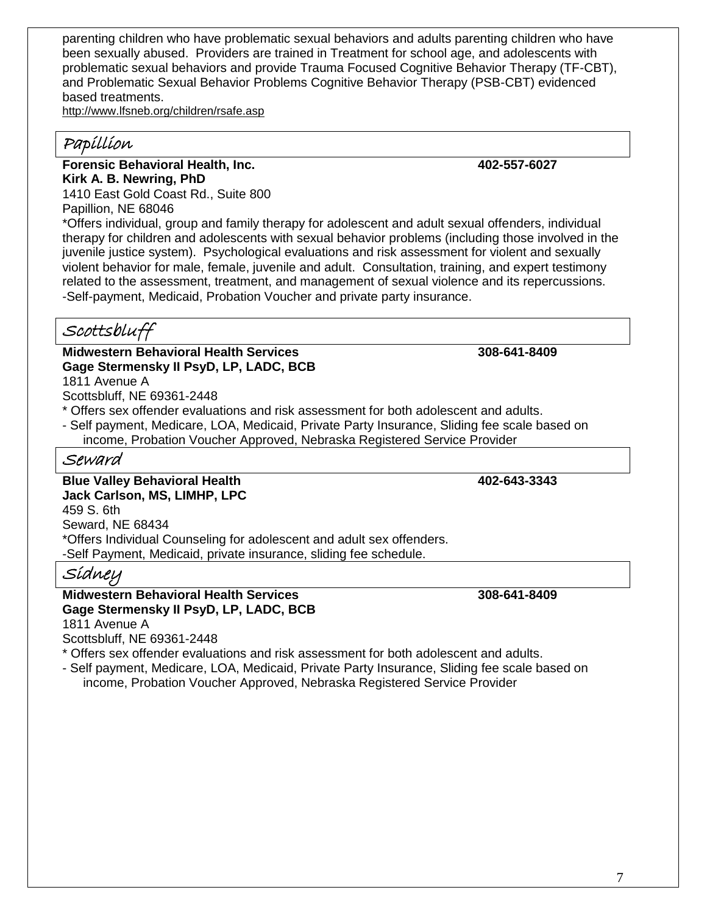parenting children who have problematic sexual behaviors and adults parenting children who have been sexually abused. Providers are trained in Treatment for school age, and adolescents with problematic sexual behaviors and provide Trauma Focused Cognitive Behavior Therapy (TF-CBT), and Problematic Sexual Behavior Problems Cognitive Behavior Therapy (PSB-CBT) evidenced based treatments.
http://www.lfsneb.org/children/rsafe.asp

## Papillion

**Forensic Behavioral Health, Inc.** **402-557-6027**
**Kirk A. B. Newring, PhD**
1410 East Gold Coast Rd., Suite 800
Papillion, NE 68046
*Offers individual, group and family therapy for adolescent and adult sexual offenders, individual therapy for children and adolescents with sexual behavior problems (including those involved in the juvenile justice system). Psychological evaluations and risk assessment for violent and sexually violent behavior for male, female, juvenile and adult. Consultation, training, and expert testimony related to the assessment, treatment, and management of sexual violence and its repercussions.
-Self-payment, Medicaid, Probation Voucher and private party insurance.

## Scottsbluff

**Midwestern Behavioral Health Services** **308-641-8409**
**Gage Stermensky II PsyD, LP, LADC, BCB**
1811 Avenue A
Scottsbluff, NE 69361-2448
* Offers sex offender evaluations and risk assessment for both adolescent and adults.
- Self payment, Medicare, LOA, Medicaid, Private Party Insurance, Sliding fee scale based on income, Probation Voucher Approved, Nebraska Registered Service Provider

## Seward

**Blue Valley Behavioral Health** **402-643-3343**
**Jack Carlson, MS, LIMHP, LPC**
459 S. 6th
Seward, NE 68434
*Offers Individual Counseling for adolescent and adult sex offenders.
-Self Payment, Medicaid, private insurance, sliding fee schedule.

## Sidney

**Midwestern Behavioral Health Services** **308-641-8409**
**Gage Stermensky II PsyD, LP, LADC, BCB**
1811 Avenue A
Scottsbluff, NE 69361-2448
* Offers sex offender evaluations and risk assessment for both adolescent and adults.
- Self payment, Medicare, LOA, Medicaid, Private Party Insurance, Sliding fee scale based on income, Probation Voucher Approved, Nebraska Registered Service Provider